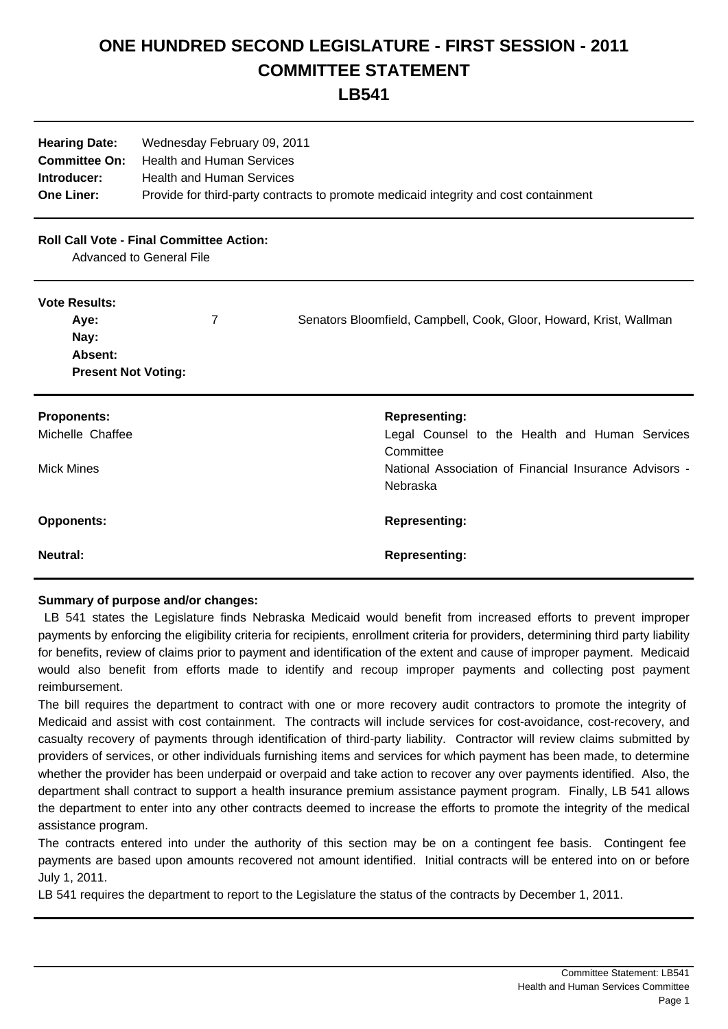# ONE HUNDRED SECOND LEGISLATURE - FIRST SESSION - 2011
# COMMITTEE STATEMENT
# LB541

**Hearing Date:** Wednesday February 09, 2011
**Committee On:** Health and Human Services
**Introducer:** Health and Human Services
**One Liner:** Provide for third-party contracts to promote medicaid integrity and cost containment

**Roll Call Vote - Final Committee Action:**
Advanced to General File

**Vote Results:**

| | | |
|---|---|---|
| **Aye:** | 7 | Senators Bloomfield, Campbell, Cook, Gloor, Howard, Krist, Wallman |
| **Nay:** | | |
| **Absent:** | | |
| **Present Not Voting:** | | |

| **Proponents:** | **Representing:** |
|---|---|
| Michelle Chaffee | Legal Counsel to the Health and Human Services Committee |
| Mick Mines | National Association of Financial Insurance Advisors - Nebraska |
| **Opponents:** | **Representing:** |
| **Neutral:** | **Representing:** |

**Summary of purpose and/or changes:**

LB 541 states the Legislature finds Nebraska Medicaid would benefit from increased efforts to prevent improper payments by enforcing the eligibility criteria for recipients, enrollment criteria for providers, determining third party liability for benefits, review of claims prior to payment and identification of the extent and cause of improper payment. Medicaid would also benefit from efforts made to identify and recoup improper payments and collecting post payment reimbursement.

The bill requires the department to contract with one or more recovery audit contractors to promote the integrity of Medicaid and assist with cost containment. The contracts will include services for cost-avoidance, cost-recovery, and casualty recovery of payments through identification of third-party liability. Contractor will review claims submitted by providers of services, or other individuals furnishing items and services for which payment has been made, to determine whether the provider has been underpaid or overpaid and take action to recover any over payments identified. Also, the department shall contract to support a health insurance premium assistance payment program. Finally, LB 541 allows the department to enter into any other contracts deemed to increase the efforts to promote the integrity of the medical assistance program.

The contracts entered into under the authority of this section may be on a contingent fee basis. Contingent fee payments are based upon amounts recovered not amount identified. Initial contracts will be entered into on or before July 1, 2011.

LB 541 requires the department to report to the Legislature the status of the contracts by December 1, 2011.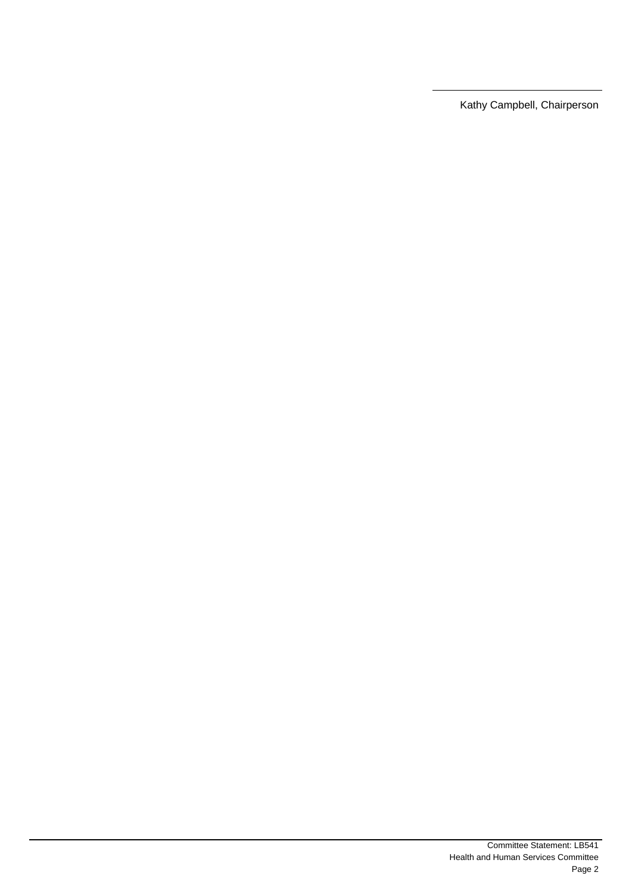Kathy Campbell, Chairperson